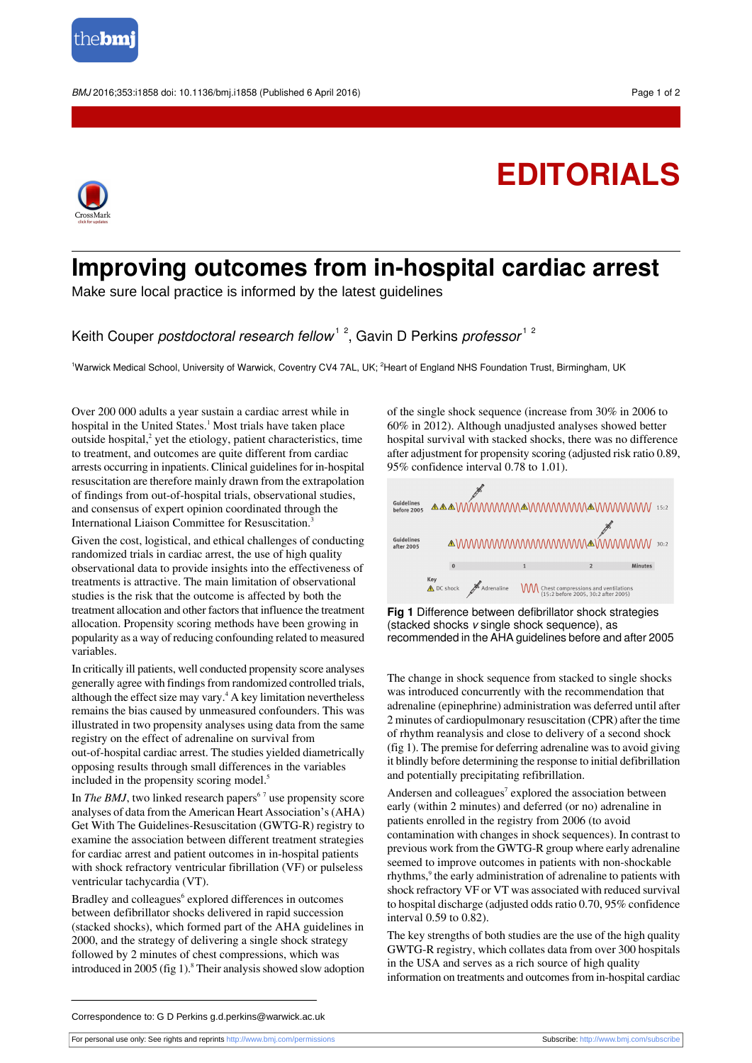# EDITORIALS

# Improving outcomes from in-hospital cardiac arrest

Make sure local practice is informed by the latest guidelines

Keith Couper *postdoctoral research fellow*[1,2], Gavin D Perkins *professor*[1,2]

[1]Warwick Medical School, University of Warwick, Coventry CV4 7AL, UK; [2]Heart of England NHS Foundation Trust, Birmingham, UK

Over 200 000 adults a year sustain a cardiac arrest while in hospital in the United States.[1] Most trials have taken place outside hospital,[2] yet the etiology, patient characteristics, time to treatment, and outcomes are quite different from cardiac arrests occurring in inpatients. Clinical guidelines for in-hospital resuscitation are therefore mainly drawn from the extrapolation of findings from out-of-hospital trials, observational studies, and consensus of expert opinion coordinated through the International Liaison Committee for Resuscitation.[3]

Given the cost, logistical, and ethical challenges of conducting randomized trials in cardiac arrest, the use of high quality observational data to provide insights into the effectiveness of treatments is attractive. The main limitation of observational studies is the risk that the outcome is affected by both the treatment allocation and other factors that influence the treatment allocation. Propensity scoring methods have been growing in popularity as a way of reducing confounding related to measured variables.

In critically ill patients, well conducted propensity score analyses generally agree with findings from randomized controlled trials, although the effect size may vary.[4] A key limitation nevertheless remains the bias caused by unmeasured confounders. This was illustrated in two propensity analyses using data from the same registry on the effect of adrenaline on survival from out-of-hospital cardiac arrest. The studies yielded diametrically opposing results through small differences in the variables included in the propensity scoring model.[5]

In *The BMJ*, two linked research papers[6,7] use propensity score analyses of data from the American Heart Association's (AHA) Get With The Guidelines-Resuscitation (GWTG-R) registry to examine the association between different treatment strategies for cardiac arrest and patient outcomes in in-hospital patients with shock refractory ventricular fibrillation (VF) or pulseless ventricular tachycardia (VT).

Bradley and colleagues[6] explored differences in outcomes between defibrillator shocks delivered in rapid succession (stacked shocks), which formed part of the AHA guidelines in 2000, and the strategy of delivering a single shock strategy followed by 2 minutes of chest compressions, which was introduced in 2005 (fig 1).[8] Their analysis showed slow adoption of the single shock sequence (increase from 30% in 2006 to 60% in 2012). Although unadjusted analyses showed better hospital survival with stacked shocks, there was no difference after adjustment for propensity scoring (adjusted risk ratio 0.89, 95% confidence interval 0.78 to 1.01).

**Fig 1** Difference between defibrillator shock strategies (stacked shocks *v* single shock sequence), as recommended in the AHA guidelines before and after 2005

The change in shock sequence from stacked to single shocks was introduced concurrently with the recommendation that adrenaline (epinephrine) administration was deferred until after 2 minutes of cardiopulmonary resuscitation (CPR) after the time of rhythm reanalysis and close to delivery of a second shock (fig 1). The premise for deferring adrenaline was to avoid giving it blindly before determining the response to initial defibrillation and potentially precipitating refibrillation.

Andersen and colleagues[7] explored the association between early (within 2 minutes) and deferred (or no) adrenaline in patients enrolled in the registry from 2006 (to avoid contamination with changes in shock sequences). In contrast to previous work from the GWTG-R group where early adrenaline seemed to improve outcomes in patients with non-shockable rhythms,[9] the early administration of adrenaline to patients with shock refractory VF or VT was associated with reduced survival to hospital discharge (adjusted odds ratio 0.70, 95% confidence interval 0.59 to 0.82).

The key strengths of both studies are the use of the high quality GWTG-R registry, which collates data from over 300 hospitals in the USA and serves as a rich source of high quality information on treatments and outcomes from in-hospital cardiac

Correspondence to: G D Perkins g.d.perkins@warwick.ac.uk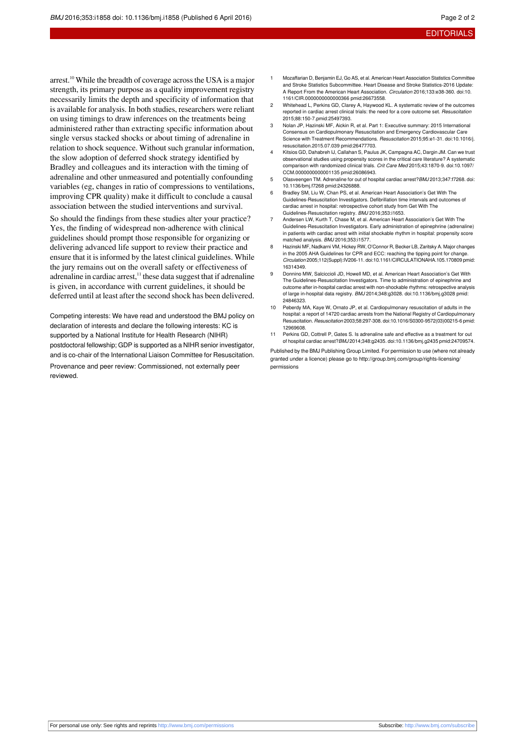arrest.[10] While the breadth of coverage across the USA is a major strength, its primary purpose as a quality improvement registry necessarily limits the depth and specificity of information that is available for analysis. In both studies, researchers were reliant on using timings to draw inferences on the treatments being administered rather than extracting specific information about single versus stacked shocks or about timing of adrenaline in relation to shock sequence. Without such granular information, the slow adoption of deferred shock strategy identified by Bradley and colleagues and its interaction with the timing of adrenaline and other unmeasured and potentially confounding variables (eg, changes in ratio of compressions to ventilations, improving CPR quality) make it difficult to conclude a causal association between the studied interventions and survival.

So should the findings from these studies alter your practice? Yes, the finding of widespread non-adherence with clinical guidelines should prompt those responsible for organizing or delivering advanced life support to review their practice and ensure that it is informed by the latest clinical guidelines. While the jury remains out on the overall safety or effectiveness of adrenaline in cardiac arrest,[11] these data suggest that if adrenaline is given, in accordance with current guidelines, it should be deferred until at least after the second shock has been delivered.

Competing interests: We have read and understood the BMJ policy on declaration of interests and declare the following interests: KC is supported by a National Institute for Health Research (NIHR) postdoctoral fellowship; GDP is supported as a NIHR senior investigator, and is co-chair of the International Liaison Committee for Resuscitation.

Provenance and peer review: Commissioned, not externally peer reviewed.

1. Mozaffarian D, Benjamin EJ, Go AS, et al. American Heart Association Statistics Committee and Stroke Statistics Subcommittee. Heart Disease and Stroke Statistics-2016 Update: A Report From the American Heart Association. *Circulation* 2016;133:e38-360. doi:10.1161/CIR.0000000000000366 pmid:26673558.
2. Whitehead L, Perkins GD, Clarey A, Haywood KL. A systematic review of the outcomes reported in cardiac arrest clinical trials: the need for a core outcome set. *Resuscitation* 2015;88:150-7.pmid:25497393.
3. Nolan JP, Hazinski MF, Aickin R, et al. Part 1: Executive summary: 2015 International Consensus on Cardiopulmonary Resuscitation and Emergency Cardiovascular Care Science with Treatment Recommendations. *Resuscitation* 2015;95:e1-31. doi:10.1016/j.resuscitation.2015.07.039 pmid:26477703.
4. Kitsios GD, Dahabreh IJ, Callahan S, Paulus JK, Campagna AC, Dargin JM. Can we trust observational studies using propensity scores in the critical care literature? A systematic comparison with randomized clinical trials. *Crit Care Med* 2015;43:1870-9. doi:10.1097/CCM.0000000000001135 pmid:26086943.
5. Olasveengen TM. Adrenaline for out of hospital cardiac arrest? *BMJ* 2013;347:f7268. doi:10.1136/bmj.f7268 pmid:24326888.
6. Bradley SM, Liu W, Chan PS, et al. American Heart Association's Get With The Guidelines-Resuscitation Investigators. Defibrillation time intervals and outcomes of cardiac arrest in hospital: retrospective cohort study from Get With The Guidelines-Resuscitation registry. *BMJ* 2016;353:i1653.
7. Andersen LW, Kurth T, Chase M, et al. American Heart Association's Get With The Guidelines-Resuscitation Investigators. Early administration of epinephrine (adrenaline) in patients with cardiac arrest with initial shockable rhythm in hospital: propensity score matched analysis. *BMJ* 2016;353:i1577.
8. Hazinski MF, Nadkarni VM, Hickey RW, O'Connor R, Becker LB, Zaritsky A. Major changes in the 2005 AHA Guidelines for CPR and ECC: reaching the tipping point for change. *Circulation* 2005;112(Suppl):IV206-11. doi:10.1161/CIRCULATIONAHA.105.170809 pmid:16314349.
9. Donnino MW, Salciccioli JD, Howell MD, et al. American Heart Association's Get With The Guidelines-Resuscitation Investigators. Time to administration of epinephrine and outcome after in-hospital cardiac arrest with non-shockable rhythms: retrospective analysis of large in-hospital data registry. *BMJ* 2014;348:g3028. doi:10.1136/bmj.g3028 pmid:24846323.
10. Peberdy MA, Kaye W, Ornato JP, et al. Cardiopulmonary resuscitation of adults in the hospital: a report of 14720 cardiac arrests from the National Registry of Cardiopulmonary Resuscitation. *Resuscitation* 2003;58:297-308. doi:10.1016/S0300-9572(03)00215-6 pmid:12969608.
11. Perkins GD, Cottrell P, Gates S. Is adrenaline safe and effective as a treatment for out of hospital cardiac arrest? *BMJ* 2014;348:g2435. doi:10.1136/bmj.g2435 pmid:24709574.

Published by the BMJ Publishing Group Limited. For permission to use (where not already granted under a licence) please go to http://group.bmj.com/group/rights-licensing/permissions